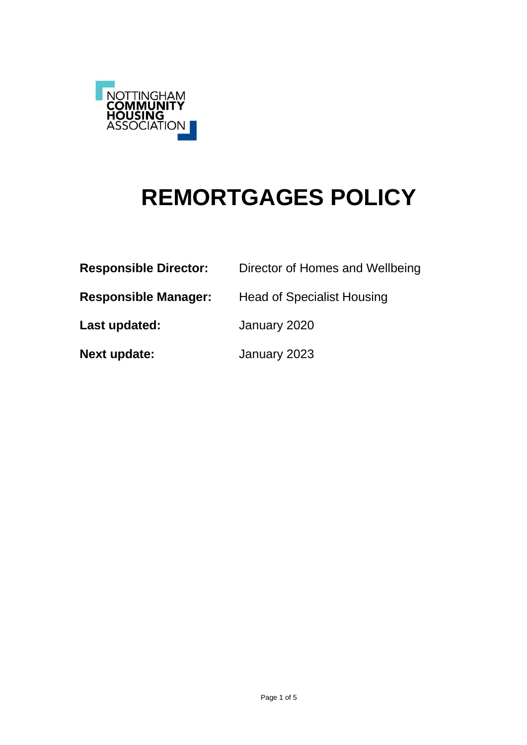NOTTINGHAM
**COMMUNITY**
**HOUSING**
ASSOCIATION

# REMORTGAGES POLICY

| | |
|---|---|
| **Responsible Director:** | Director of Homes and Wellbeing |
| **Responsible Manager:** | Head of Specialist Housing |
| **Last updated:** | January 2020 |
| **Next update:** | January 2023 |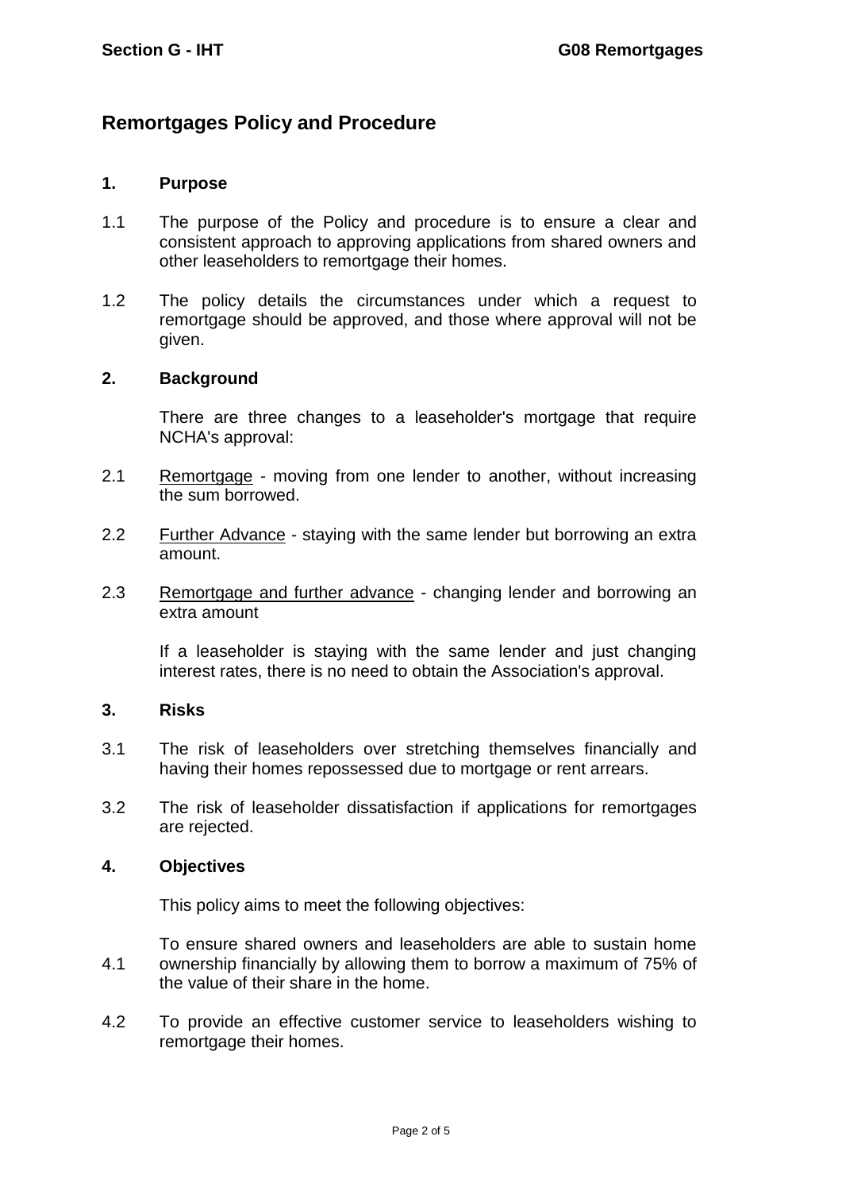# Remortgages Policy and Procedure

## 1. Purpose

1.1 The purpose of the Policy and procedure is to ensure a clear and consistent approach to approving applications from shared owners and other leaseholders to remortgage their homes.

1.2 The policy details the circumstances under which a request to remortgage should be approved, and those where approval will not be given.

## 2. Background

There are three changes to a leaseholder's mortgage that require NCHA's approval:

2.1 Remortgage - moving from one lender to another, without increasing the sum borrowed.

2.2 Further Advance - staying with the same lender but borrowing an extra amount.

2.3 Remortgage and further advance - changing lender and borrowing an extra amount

If a leaseholder is staying with the same lender and just changing interest rates, there is no need to obtain the Association's approval.

## 3. Risks

3.1 The risk of leaseholders over stretching themselves financially and having their homes repossessed due to mortgage or rent arrears.

3.2 The risk of leaseholder dissatisfaction if applications for remortgages are rejected.

## 4. Objectives

This policy aims to meet the following objectives:

4.1 To ensure shared owners and leaseholders are able to sustain home ownership financially by allowing them to borrow a maximum of 75% of the value of their share in the home.

4.2 To provide an effective customer service to leaseholders wishing to remortgage their homes.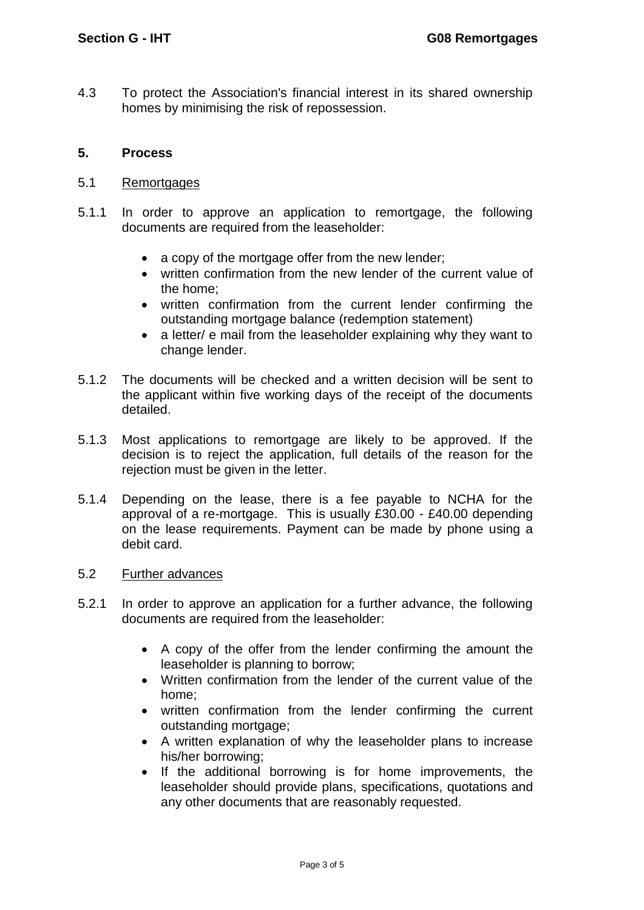4.3 To protect the Association's financial interest in its shared ownership homes by minimising the risk of repossession.

## 5. Process

### 5.1 Remortgages

5.1.1 In order to approve an application to remortgage, the following documents are required from the leaseholder:

- a copy of the mortgage offer from the new lender;
- written confirmation from the new lender of the current value of the home;
- written confirmation from the current lender confirming the outstanding mortgage balance (redemption statement)
- a letter/ e mail from the leaseholder explaining why they want to change lender.

5.1.2 The documents will be checked and a written decision will be sent to the applicant within five working days of the receipt of the documents detailed.

5.1.3 Most applications to remortgage are likely to be approved. If the decision is to reject the application, full details of the reason for the rejection must be given in the letter.

5.1.4 Depending on the lease, there is a fee payable to NCHA for the approval of a re-mortgage. This is usually £30.00 - £40.00 depending on the lease requirements. Payment can be made by phone using a debit card.

### 5.2 Further advances

5.2.1 In order to approve an application for a further advance, the following documents are required from the leaseholder:

- A copy of the offer from the lender confirming the amount the leaseholder is planning to borrow;
- Written confirmation from the lender of the current value of the home;
- written confirmation from the lender confirming the current outstanding mortgage;
- A written explanation of why the leaseholder plans to increase his/her borrowing;
- If the additional borrowing is for home improvements, the leaseholder should provide plans, specifications, quotations and any other documents that are reasonably requested.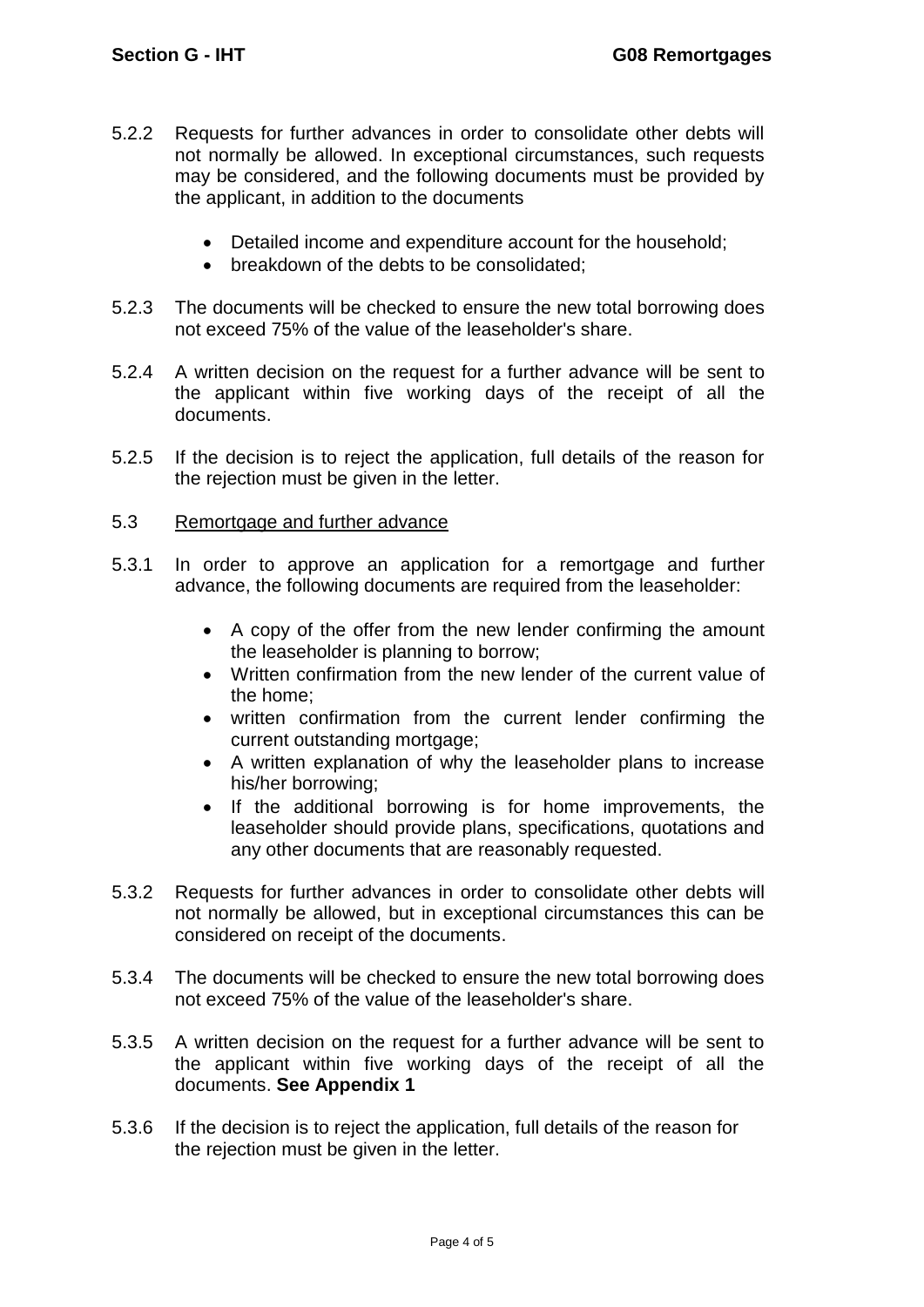5.2.2 Requests for further advances in order to consolidate other debts will not normally be allowed. In exceptional circumstances, such requests may be considered, and the following documents must be provided by the applicant, in addition to the documents

- Detailed income and expenditure account for the household;
- breakdown of the debts to be consolidated;

5.2.3 The documents will be checked to ensure the new total borrowing does not exceed 75% of the value of the leaseholder's share.

5.2.4 A written decision on the request for a further advance will be sent to the applicant within five working days of the receipt of all the documents.

5.2.5 If the decision is to reject the application, full details of the reason for the rejection must be given in the letter.

5.3 Remortgage and further advance

5.3.1 In order to approve an application for a remortgage and further advance, the following documents are required from the leaseholder:

- A copy of the offer from the new lender confirming the amount the leaseholder is planning to borrow;
- Written confirmation from the new lender of the current value of the home;
- written confirmation from the current lender confirming the current outstanding mortgage;
- A written explanation of why the leaseholder plans to increase his/her borrowing;
- If the additional borrowing is for home improvements, the leaseholder should provide plans, specifications, quotations and any other documents that are reasonably requested.

5.3.2 Requests for further advances in order to consolidate other debts will not normally be allowed, but in exceptional circumstances this can be considered on receipt of the documents.

5.3.4 The documents will be checked to ensure the new total borrowing does not exceed 75% of the value of the leaseholder's share.

5.3.5 A written decision on the request for a further advance will be sent to the applicant within five working days of the receipt of all the documents. **See Appendix 1**

5.3.6 If the decision is to reject the application, full details of the reason for the rejection must be given in the letter.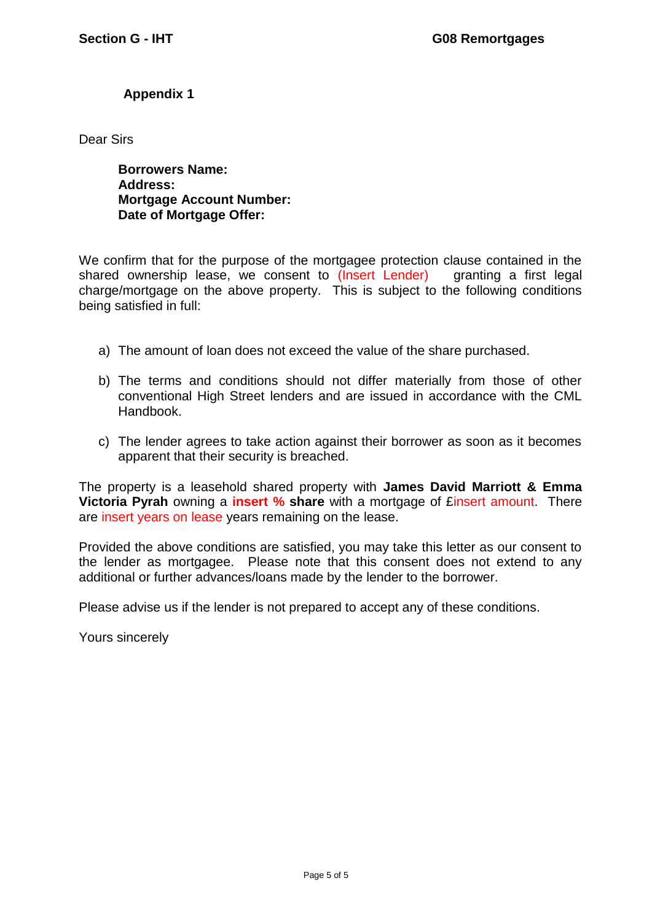## Appendix 1

Dear Sirs

**Borrowers Name:**
**Address:**
**Mortgage Account Number:**
**Date of Mortgage Offer:**

We confirm that for the purpose of the mortgagee protection clause contained in the shared ownership lease, we consent to (Insert Lender) granting a first legal charge/mortgage on the above property. This is subject to the following conditions being satisfied in full:

a) The amount of loan does not exceed the value of the share purchased.

b) The terms and conditions should not differ materially from those of other conventional High Street lenders and are issued in accordance with the CML Handbook.

c) The lender agrees to take action against their borrower as soon as it becomes apparent that their security is breached.

The property is a leasehold shared property with **James David Marriott & Emma Victoria Pyrah** owning a **insert % share** with a mortgage of £insert amount. There are insert years on lease years remaining on the lease.

Provided the above conditions are satisfied, you may take this letter as our consent to the lender as mortgagee. Please note that this consent does not extend to any additional or further advances/loans made by the lender to the borrower.

Please advise us if the lender is not prepared to accept any of these conditions.

Yours sincerely